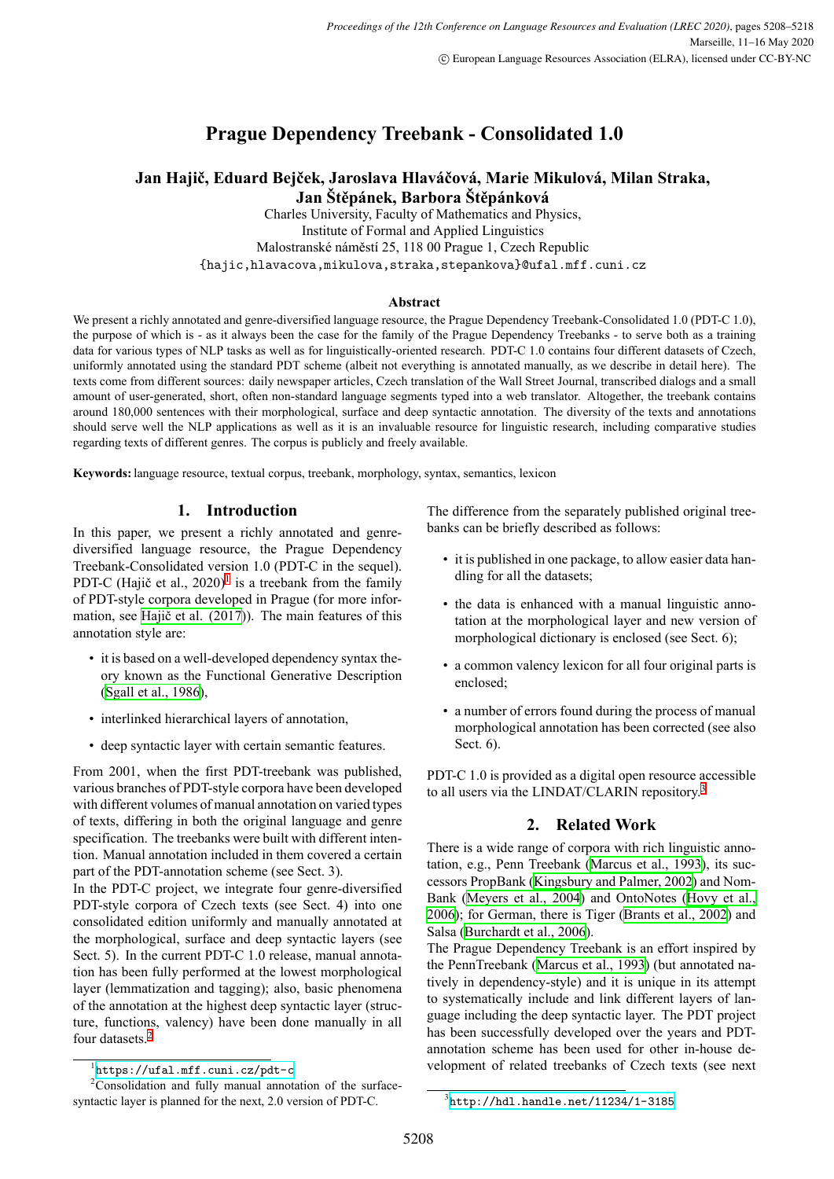# Prague Dependency Treebank - Consolidated 1.0

**Jan Hajič, Eduard Bejček, Jaroslava Hlaváčová, Marie Mikulová, Milan Straka, Jan Štěpánek, Barbora Štěpánková**

Charles University, Faculty of Mathematics and Physics,
Institute of Formal and Applied Linguistics
Malostranské náměstí 25, 118 00 Prague 1, Czech Republic
{hajic,hlavacova,mikulova,straka,stepankova}@ufal.mff.cuni.cz

### Abstract

We present a richly annotated and genre-diversified language resource, the Prague Dependency Treebank-Consolidated 1.0 (PDT-C 1.0), the purpose of which is - as it always been the case for the family of the Prague Dependency Treebanks - to serve both as a training data for various types of NLP tasks as well as for linguistically-oriented research. PDT-C 1.0 contains four different datasets of Czech, uniformly annotated using the standard PDT scheme (albeit not everything is annotated manually, as we describe in detail here). The texts come from different sources: daily newspaper articles, Czech translation of the Wall Street Journal, transcribed dialogs and a small amount of user-generated, short, often non-standard language segments typed into a web translator. Altogether, the treebank contains around 180,000 sentences with their morphological, surface and deep syntactic annotation. The diversity of the texts and annotations should serve well the NLP applications as well as it is an invaluable resource for linguistic research, including comparative studies regarding texts of different genres. The corpus is publicly and freely available.

**Keywords:** language resource, textual corpus, treebank, morphology, syntax, semantics, lexicon

## 1. Introduction

In this paper, we present a richly annotated and genre-diversified language resource, the Prague Dependency Treebank-Consolidated version 1.0 (PDT-C in the sequel). PDT-C (Hajič et al., 2020)[1] is a treebank from the family of PDT-style corpora developed in Prague (for more information, see Hajič et al. (2017)). The main features of this annotation style are:

- it is based on a well-developed dependency syntax theory known as the Functional Generative Description (Sgall et al., 1986),
- interlinked hierarchical layers of annotation,
- deep syntactic layer with certain semantic features.

From 2001, when the first PDT-treebank was published, various branches of PDT-style corpora have been developed with different volumes of manual annotation on varied types of texts, differing in both the original language and genre specification. The treebanks were built with different intention. Manual annotation included in them covered a certain part of the PDT-annotation scheme (see Sect. 3).

In the PDT-C project, we integrate four genre-diversified PDT-style corpora of Czech texts (see Sect. 4) into one consolidated edition uniformly and manually annotated at the morphological, surface and deep syntactic layers (see Sect. 5). In the current PDT-C 1.0 release, manual annotation has been fully performed at the lowest morphological layer (lemmatization and tagging); also, basic phenomena of the annotation at the highest deep syntactic layer (structure, functions, valency) have been done manually in all four datasets.[2]

The difference from the separately published original treebanks can be briefly described as follows:

- it is published in one package, to allow easier data handling for all the datasets;
- the data is enhanced with a manual linguistic annotation at the morphological layer and new version of morphological dictionary is enclosed (see Sect. 6);
- a common valency lexicon for all four original parts is enclosed;
- a number of errors found during the process of manual morphological annotation has been corrected (see also Sect. 6).

PDT-C 1.0 is provided as a digital open resource accessible to all users via the LINDAT/CLARIN repository.[3]

## 2. Related Work

There is a wide range of corpora with rich linguistic annotation, e.g., Penn Treebank (Marcus et al., 1993), its successors PropBank (Kingsbury and Palmer, 2002) and NomBank (Meyers et al., 2004) and OntoNotes (Hovy et al., 2006); for German, there is Tiger (Brants et al., 2002) and Salsa (Burchardt et al., 2006).

The Prague Dependency Treebank is an effort inspired by the PennTreebank (Marcus et al., 1993) (but annotated natively in dependency-style) and it is unique in its attempt to systematically include and link different layers of language including the deep syntactic layer. The PDT project has been successfully developed over the years and PDT-annotation scheme has been used for other in-house development of related treebanks of Czech texts (see next

[1] https://ufal.mff.cuni.cz/pdt-c

[2] Consolidation and fully manual annotation of the surface-syntactic layer is planned for the next, 2.0 version of PDT-C.

[3] http://hdl.handle.net/11234/1-3185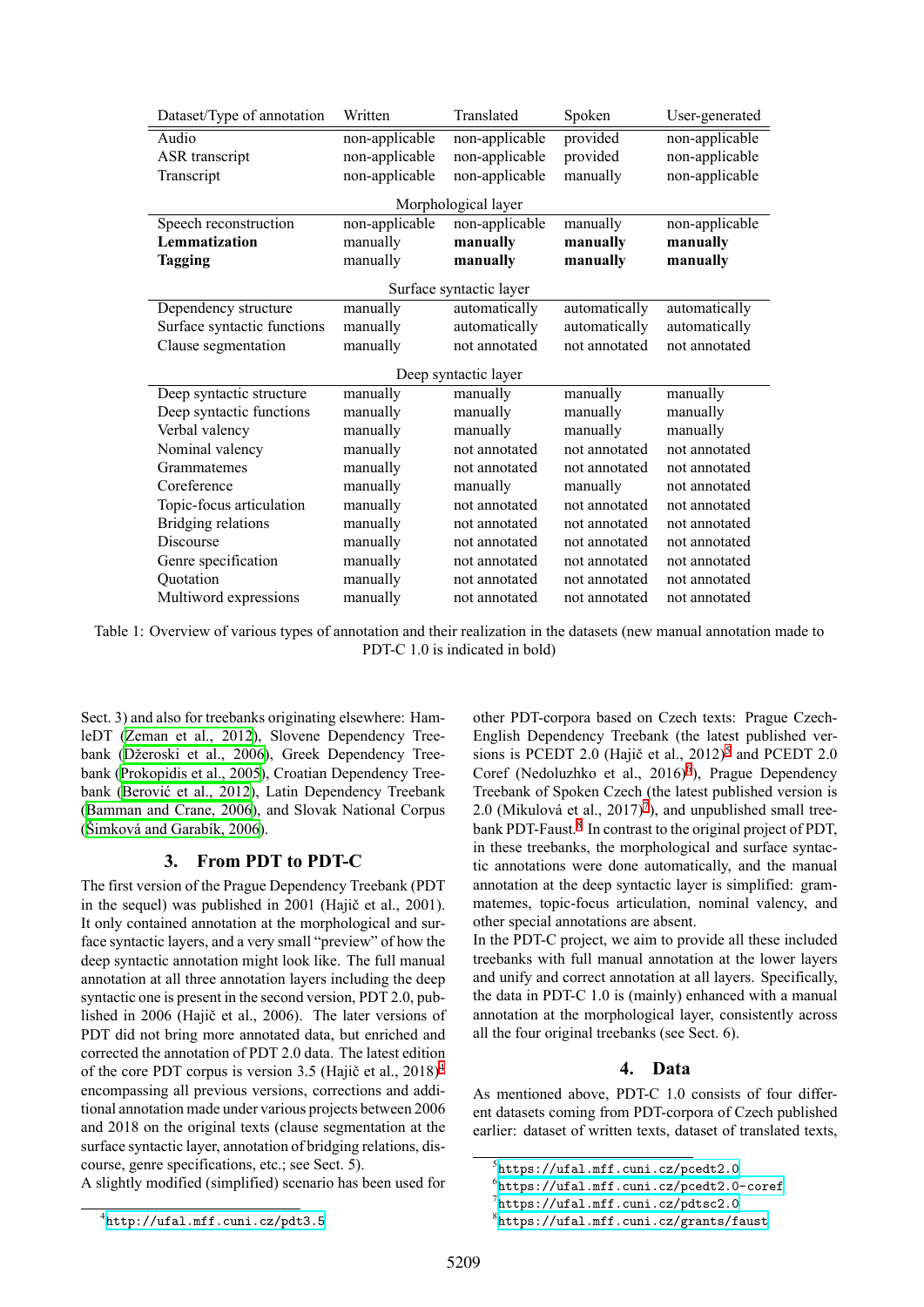| Dataset/Type of annotation | Written | Translated | Spoken | User-generated |
|---|---|---|---|---|
| Audio | non-applicable | non-applicable | provided | non-applicable |
| ASR transcript | non-applicable | non-applicable | provided | non-applicable |
| Transcript | non-applicable | non-applicable | manually | non-applicable |
| | | Morphological layer | | |
| Speech reconstruction | non-applicable | non-applicable | manually | non-applicable |
| **Lemmatization** | manually | **manually** | **manually** | **manually** |
| **Tagging** | manually | **manually** | **manually** | **manually** |
| | | Surface syntactic layer | | |
| Dependency structure | manually | automatically | automatically | automatically |
| Surface syntactic functions | manually | automatically | automatically | automatically |
| Clause segmentation | manually | not annotated | not annotated | not annotated |
| | | Deep syntactic layer | | |
| Deep syntactic structure | manually | manually | manually | manually |
| Deep syntactic functions | manually | manually | manually | manually |
| Verbal valency | manually | manually | manually | manually |
| Nominal valency | manually | not annotated | not annotated | not annotated |
| Grammatemes | manually | not annotated | not annotated | not annotated |
| Coreference | manually | manually | manually | not annotated |
| Topic-focus articulation | manually | not annotated | not annotated | not annotated |
| Bridging relations | manually | not annotated | not annotated | not annotated |
| Discourse | manually | not annotated | not annotated | not annotated |
| Genre specification | manually | not annotated | not annotated | not annotated |
| Quotation | manually | not annotated | not annotated | not annotated |
| Multiword expressions | manually | not annotated | not annotated | not annotated |

Table 1: Overview of various types of annotation and their realization in the datasets (new manual annotation made to PDT-C 1.0 is indicated in bold)

Sect. 3) and also for treebanks originating elsewhere: HamleDT (Zeman et al., 2012), Slovene Dependency Treebank (Džeroski et al., 2006), Greek Dependency Treebank (Prokopidis et al., 2005), Croatian Dependency Treebank (Berović et al., 2012), Latin Dependency Treebank (Bamman and Crane, 2006), and Slovak National Corpus (Šimková and Garabík, 2006).

## 3. From PDT to PDT-C

The first version of the Prague Dependency Treebank (PDT in the sequel) was published in 2001 (Hajič et al., 2001). It only contained annotation at the morphological and surface syntactic layers, and a very small "preview" of how the deep syntactic annotation might look like. The full manual annotation at all three annotation layers including the deep syntactic one is present in the second version, PDT 2.0, published in 2006 (Hajič et al., 2006). The later versions of PDT did not bring more annotated data, but enriched and corrected the annotation of PDT 2.0 data. The latest edition of the core PDT corpus is version 3.5 (Hajič et al., 2018)[4] encompassing all previous versions, corrections and additional annotation made under various projects between 2006 and 2018 on the original texts (clause segmentation at the surface syntactic layer, annotation of bridging relations, discourse, genre specifications, etc.; see Sect. 5).

A slightly modified (simplified) scenario has been used for other PDT-corpora based on Czech texts: Prague Czech-English Dependency Treebank (the latest published versions is PCEDT 2.0 (Hajič et al., 2012)[5] and PCEDT 2.0 Coref (Nedoluzhko et al., 2016)[6]), Prague Dependency Treebank of Spoken Czech (the latest published version is 2.0 (Mikulová et al., 2017)[7]), and unpublished small treebank PDT-Faust.[8] In contrast to the original project of PDT, in these treebanks, the morphological and surface syntactic annotations were done automatically, and the manual annotation at the deep syntactic layer is simplified: grammatemes, topic-focus articulation, nominal valency, and other special annotations are absent.

In the PDT-C project, we aim to provide all these included treebanks with full manual annotation at the lower layers and unify and correct annotation at all layers. Specifically, the data in PDT-C 1.0 is (mainly) enhanced with a manual annotation at the morphological layer, consistently across all the four original treebanks (see Sect. 6).

## 4. Data

As mentioned above, PDT-C 1.0 consists of four different datasets coming from PDT-corpora of Czech published earlier: dataset of written texts, dataset of translated texts,

[4] http://ufal.mff.cuni.cz/pdt3.5

[5] https://ufal.mff.cuni.cz/pcedt2.0

[6] https://ufal.mff.cuni.cz/pcedt2.0-coref

[7] https://ufal.mff.cuni.cz/pdtsc2.0

[8] https://ufal.mff.cuni.cz/grants/faust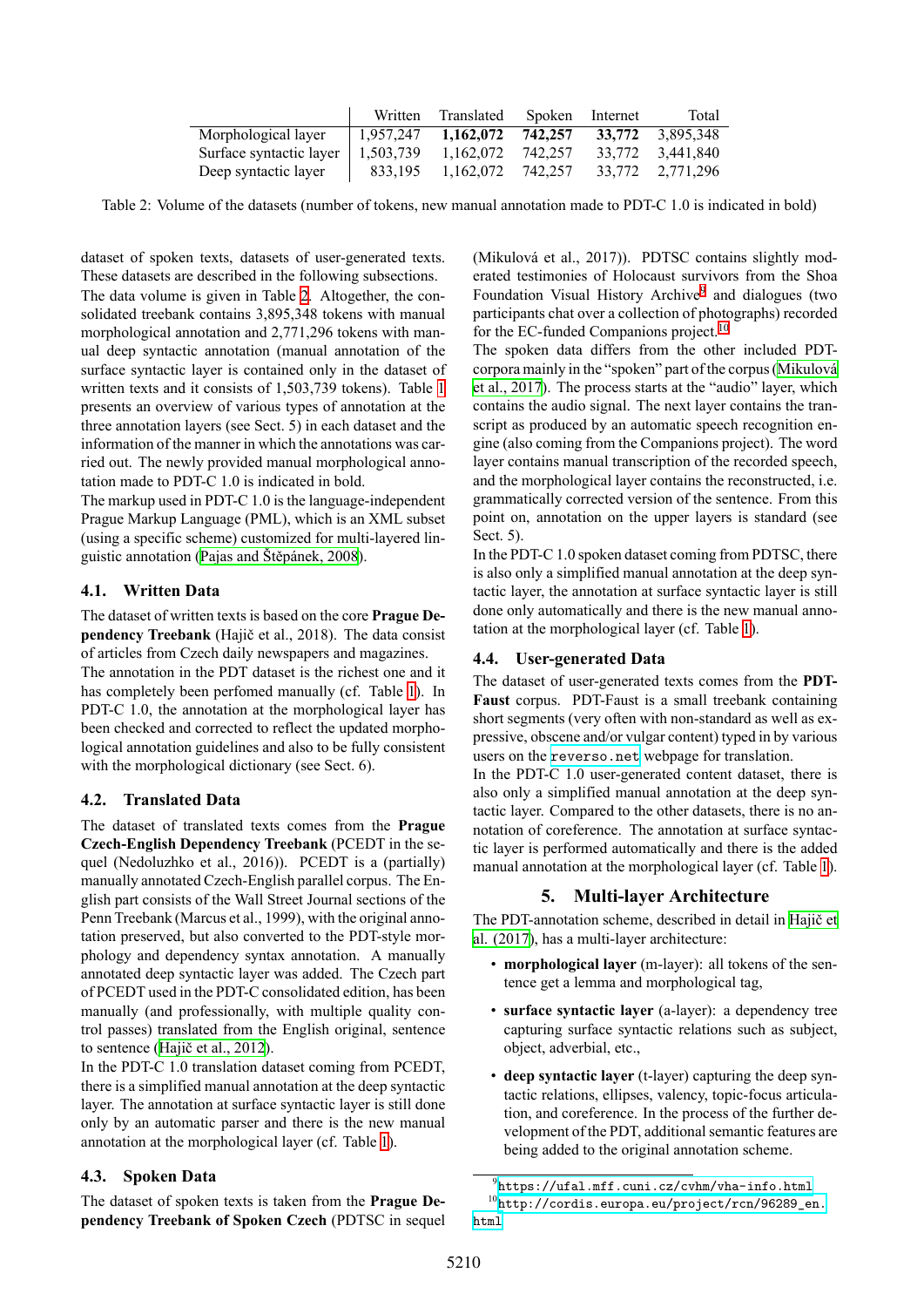|  | Written | Translated | Spoken | Internet | Total |
|---|---|---|---|---|---|
| Morphological layer | 1,957,247 | **1,162,072** | **742,257** | **33,772** | 3,895,348 |
| Surface syntactic layer | 1,503,739 | 1,162,072 | 742,257 | 33,772 | 3,441,840 |
| Deep syntactic layer | 833,195 | 1,162,072 | 742,257 | 33,772 | 2,771,296 |

Table 2: Volume of the datasets (number of tokens, new manual annotation made to PDT-C 1.0 is indicated in bold)

dataset of spoken texts, datasets of user-generated texts. These datasets are described in the following subsections.

The data volume is given in Table 2. Altogether, the consolidated treebank contains 3,895,348 tokens with manual morphological annotation and 2,771,296 tokens with manual deep syntactic annotation (manual annotation of the surface syntactic layer is contained only in the dataset of written texts and it consists of 1,503,739 tokens). Table 1 presents an overview of various types of annotation at the three annotation layers (see Sect. 5) in each dataset and the information in the manner in which the annotations was carried out. The newly provided manual morphological annotation made to PDT-C 1.0 is indicated in bold.

The markup used in PDT-C 1.0 is the language-independent Prague Markup Language (PML), which is an XML subset (using a specific scheme) customized for multi-layered linguistic annotation (Pajas and Štěpánek, 2008).

### 4.1. Written Data

The dataset of written texts is based on the core **Prague Dependency Treebank** (Hajič et al., 2018). The data consist of articles from Czech daily newspapers and magazines.

The annotation in the PDT dataset is the richest one and it has completely been perfomed manually (cf. Table 1). In PDT-C 1.0, the annotation at the morphological layer has been checked and corrected to reflect the updated morphological annotation guidelines and also to be fully consistent with the morphological dictionary (see Sect. 6).

### 4.2. Translated Data

The dataset of translated texts comes from the **Prague Czech-English Dependency Treebank** (PCEDT in the sequel (Nedoluzhko et al., 2016)). PCEDT is a (partially) manually annotated Czech-English parallel corpus. The English part consists of the Wall Street Journal sections of the Penn Treebank (Marcus et al., 1999), with the original annotation preserved, but also converted to the PDT-style morphology and dependency syntax annotation. A manually annotated deep syntactic layer was added. The Czech part of PCEDT used in the PDT-C consolidated edition, has been manually (and professionally, with multiple quality control passes) translated from the English original, sentence to sentence (Hajič et al., 2012).

In the PDT-C 1.0 translation dataset coming from PCEDT, there is a simplified manual annotation at the deep syntactic layer. The annotation at surface syntactic layer is still done only by an automatic parser and there is the new manual annotation at the morphological layer (cf. Table 1).

### 4.3. Spoken Data

The dataset of spoken texts is taken from the **Prague Dependency Treebank of Spoken Czech** (PDTSC in sequel (Mikulová et al., 2017)). PDTSC contains slightly moderated testimonies of Holocaust survivors from the Shoa Foundation Visual History Archive[9] and dialogues (two participants chat over a collection of photographs) recorded for the EC-funded Companions project.[10]

The spoken data differs from the other included PDT-corpora mainly in the "spoken" part of the corpus (Mikulová et al., 2017). The process starts at the "audio" layer, which contains the audio signal. The next layer contains the transcript as produced by an automatic speech recognition engine (also coming from the Companions project). The word layer contains manual transcription of the recorded speech, and the morphological layer contains the reconstructed, i.e. grammatically corrected version of the sentence. From this point on, annotation on the upper layers is standard (see Sect. 5).

In the PDT-C 1.0 spoken dataset coming from PDTSC, there is also only a simplified manual annotation at the deep syntactic layer, the annotation at surface syntactic layer is still done only automatically and there is the new manual annotation at the morphological layer (cf. Table 1).

### 4.4. User-generated Data

The dataset of user-generated texts comes from the **PDT-Faust** corpus. PDT-Faust is a small treebank containing short segments (very often with non-standard as well as expressive, obscene and/or vulgar content) typed in by various users on the `reverso.net` webpage for translation.

In the PDT-C 1.0 user-generated content dataset, there is also only a simplified manual annotation at the deep syntactic layer. Compared to the other datasets, there is no annotation of coreference. The annotation at surface syntactic layer is performed automatically and there is the added manual annotation at the morphological layer (cf. Table 1).

## 5. Multi-layer Architecture

The PDT-annotation scheme, described in detail in Hajič et al. (2017), has a multi-layer architecture:

- **morphological layer** (m-layer): all tokens of the sentence get a lemma and morphological tag,
- **surface syntactic layer** (a-layer): a dependency tree capturing surface syntactic relations such as subject, object, adverbial, etc.,
- **deep syntactic layer** (t-layer) capturing the deep syntactic relations, ellipses, valency, topic-focus articulation, and coreference. In the process of the further development of the PDT, additional semantic features are being added to the original annotation scheme.

[9] `https://ufal.mff.cuni.cz/cvhm/vha-info.html`

[10] `http://cordis.europa.eu/project/rcn/96289_en.html`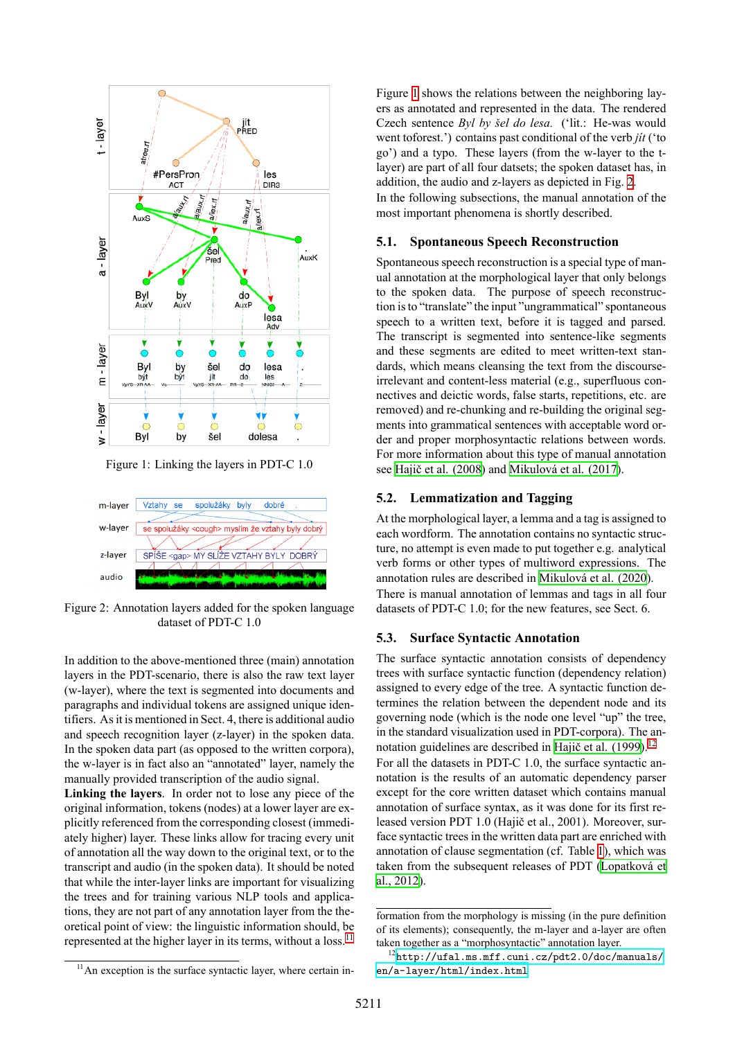Figure 1: Linking the layers in PDT-C 1.0

Figure 2: Annotation layers added for the spoken language dataset of PDT-C 1.0

In addition to the above-mentioned three (main) annotation layers in the PDT-scenario, there is also the raw text layer (w-layer), where the text is segmented into documents and paragraphs and individual tokens are assigned unique identifiers. As it is mentioned in Sect. 4, there is additional audio and speech recognition layer (z-layer) in the spoken data. In the spoken data part (as opposed to the written corpora), the w-layer is in fact also an "annotated" layer, namely the manually provided transcription of the audio signal.

**Linking the layers**. In order not to lose any piece of the original information, tokens (nodes) at a lower layer are explicitly referenced from the corresponding closest (immediately higher) layer. These links allow for tracing every unit of annotation all the way down to the original text, or to the transcript and audio (in the spoken data). It should be noted that while the inter-layer links are important for visualizing the trees and for training various NLP tools and applications, they are not part of any annotation layer from the theoretical point of view: the linguistic information should, be represented at the higher layer in its terms, without a loss.[11]

Figure 1 shows the relations between the neighboring layers as annotated and represented in the data. The rendered Czech sentence *Byl by šel do lesa.* ('lit.: He-was would went toforest.') contains past conditional of the verb *jít* ('to go') and a typo. These layers (from the w-layer to the t-layer) are part of all four datsets; the spoken dataset has, in addition, the audio and z-layers as depicted in Fig. 2.

In the following subsections, the manual annotation of the most important phenomena is shortly described.

## 5.1. Spontaneous Speech Reconstruction

Spontaneous speech reconstruction is a special type of manual annotation at the morphological layer that only belongs to the spoken data. The purpose of speech reconstruction is to "translate" the input "ungrammatical" spontaneous speech to a written text, before it is tagged and parsed. The transcript is segmented into sentence-like segments and these segments are edited to meet written-text standards, which means cleansing the text from the discourse-irrelevant and content-less material (e.g., superfluous connectives and deictic words, false starts, repetitions, etc. are removed) and re-chunking and re-building the original segments into grammatical sentences with acceptable word order and proper morphosyntactic relations between words. For more information about this type of manual annotation see Hajič et al. (2008) and Mikulová et al. (2017).

## 5.2. Lemmatization and Tagging

At the morphological layer, a lemma and a tag is assigned to each wordform. The annotation contains no syntactic structure, no attempt is even made to put together e.g. analytical verb forms or other types of multiword expressions. The annotation rules are described in Mikulová et al. (2020).

There is manual annotation of lemmas and tags in all four datasets of PDT-C 1.0; for the new features, see Sect. 6.

## 5.3. Surface Syntactic Annotation

The surface syntactic annotation consists of dependency trees with surface syntactic function (dependency relation) assigned to every edge of the tree. A syntactic function determines the relation between the dependent node and its governing node (which is the node one level "up" the tree, in the standard visualization used in PDT-corpora). The annotation guidelines are described in Hajič et al. (1999).[12]

For all the datasets in PDT-C 1.0, the surface syntactic annotation is the results of an automatic dependency parser except for the core written dataset which contains manual annotation of surface syntax, as it was done for its first released version PDT 1.0 (Hajič et al., 2001). Moreover, surface syntactic trees in the written data part are enriched with annotation of clause segmentation (cf. Table 1), which was taken from the subsequent releases of PDT (Lopatková et al., 2012).

[11] An exception is the surface syntactic layer, where certain information from the morphology is missing (in the pure definition of its elements); consequently, the m-layer and a-layer are often taken together as a "morphosyntactic" annotation layer.

[12] http://ufal.ms.mff.cuni.cz/pdt2.0/doc/manuals/en/a-layer/html/index.html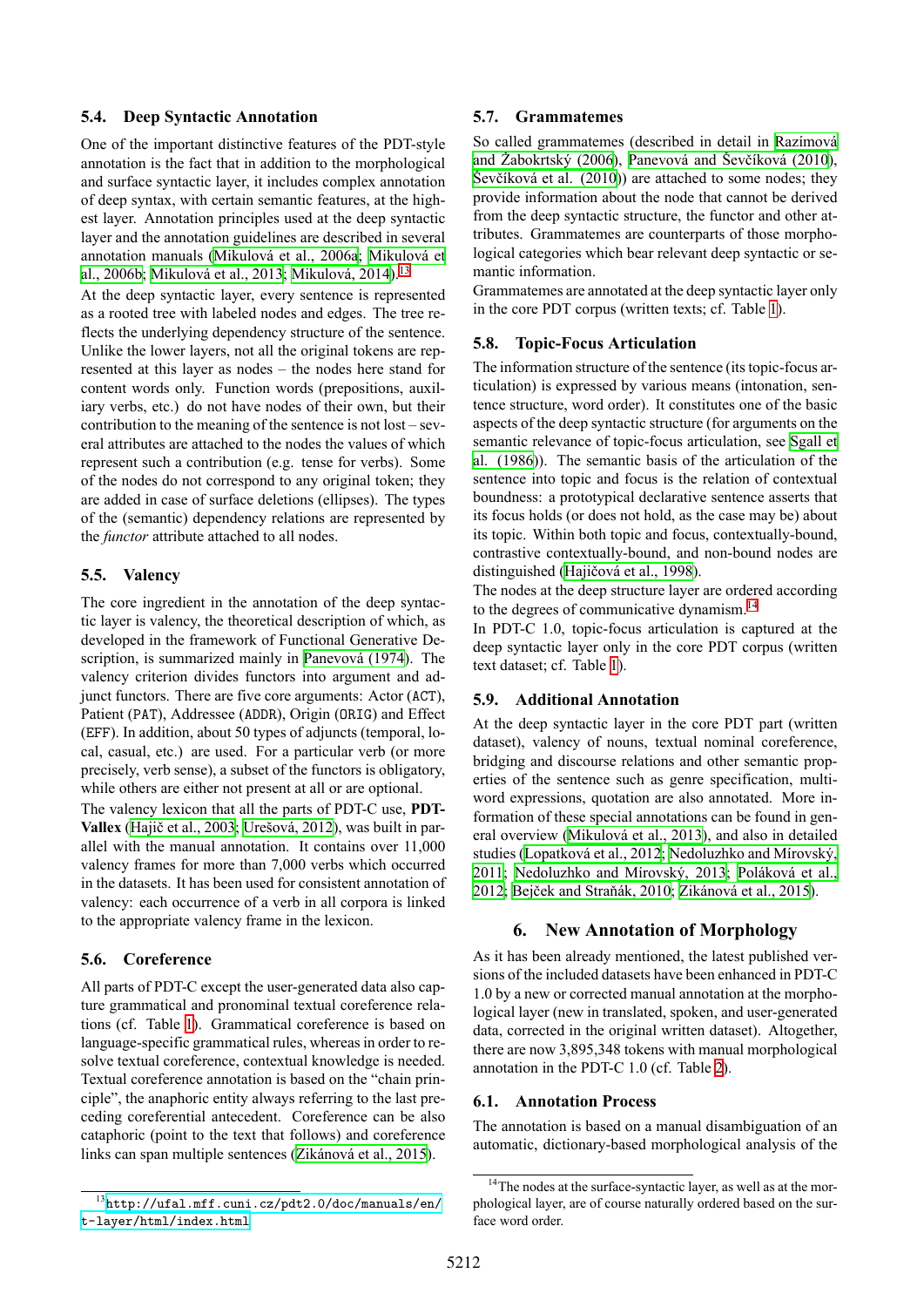### 5.4. Deep Syntactic Annotation

One of the important distinctive features of the PDT-style annotation is the fact that in addition to the morphological and surface syntactic layer, it includes complex annotation of deep syntax, with certain semantic features, at the highest layer. Annotation principles used at the deep syntactic layer and the annotation guidelines are described in several annotation manuals (Mikulová et al., 2006a; Mikulová et al., 2006b; Mikulová et al., 2013; Mikulová, 2014).[13]

At the deep syntactic layer, every sentence is represented as a rooted tree with labeled nodes and edges. The tree reflects the underlying dependency structure of the sentence. Unlike the lower layers, not all the original tokens are represented at this layer as nodes – the nodes here stand for content words only. Function words (prepositions, auxiliary verbs, etc.) do not have nodes of their own, but their contribution to the meaning of the sentence is not lost – several attributes are attached to the nodes the values of which represent such a contribution (e.g. tense for verbs). Some of the nodes do not correspond to any original token; they are added in case of surface deletions (ellipses). The types of the (semantic) dependency relations are represented by the *functor* attribute attached to all nodes.

### 5.5. Valency

The core ingredient in the annotation of the deep syntactic layer is valency, the theoretical description of which, as developed in the framework of Functional Generative Description, is summarized mainly in Panevová (1974). The valency criterion divides functors into argument and adjunct functors. There are five core arguments: Actor (`ACT`), Patient (`PAT`), Addressee (`ADDR`), Origin (`ORIG`) and Effect (`EFF`). In addition, about 50 types of adjuncts (temporal, local, casual, etc.) are used. For a particular verb (or more precisely, verb sense), a subset of the functors is obligatory, while others are either not present at all or are optional.

The valency lexicon that all the parts of PDT-C use, **PDT-Vallex** (Hajič et al., 2003; Urešová, 2012), was built in parallel with the manual annotation. It contains over 11,000 valency frames for more than 7,000 verbs which occurred in the datasets. It has been used for consistent annotation of valency: each occurrence of a verb in all corpora is linked to the appropriate valency frame in the lexicon.

### 5.6. Coreference

All parts of PDT-C except the user-generated data also capture grammatical and pronominal textual coreference relations (cf. Table 1). Grammatical coreference is based on language-specific grammatical rules, whereas in order to resolve textual coreference, contextual knowledge is needed. Textual coreference annotation is based on the "chain principle", the anaphoric entity always referring to the last preceding coreferential antecedent. Coreference can be also cataphoric (point to the text that follows) and coreference links can span multiple sentences (Zikánová et al., 2015).

[13] `http://ufal.mff.cuni.cz/pdt2.0/doc/manuals/en/t-layer/html/index.html`

### 5.7. Grammatemes

So called grammatemes (described in detail in Razímová and Žabokrtský (2006), Panevová and Ševčíková (2010), Ševčíková et al. (2010)) are attached to some nodes; they provide information about the node that cannot be derived from the deep syntactic structure, the functor and other attributes. Grammatemes are counterparts of those morphological categories which bear relevant deep syntactic or semantic information.

Grammatemes are annotated at the deep syntactic layer only in the core PDT corpus (written texts; cf. Table 1).

### 5.8. Topic-Focus Articulation

The information structure of the sentence (its topic-focus articulation) is expressed by various means (intonation, sentence structure, word order). It constitutes one of the basic aspects of the deep syntactic structure (for arguments on the semantic relevance of topic-focus articulation, see Sgall et al. (1986)). The semantic basis of the articulation of the sentence into topic and focus is the relation of contextual boundness: a prototypical declarative sentence asserts that its focus holds (or does not hold, as the case may be) about its topic. Within both topic and focus, contextually-bound, contrastive contextually-bound, and non-bound nodes are distinguished (Hajičová et al., 1998).

The nodes at the deep structure layer are ordered according to the degrees of communicative dynamism.[14]

In PDT-C 1.0, topic-focus articulation is captured at the deep syntactic layer only in the core PDT corpus (written text dataset; cf. Table 1).

### 5.9. Additional Annotation

At the deep syntactic layer in the core PDT part (written dataset), valency of nouns, textual nominal coreference, bridging and discourse relations and other semantic properties of the sentence such as genre specification, multiword expressions, quotation are also annotated. More information of these special annotations can be found in general overview (Mikulová et al., 2013), and also in detailed studies (Lopatková et al., 2012; Nedoluzhko and Mírovský, 2011; Nedoluzhko and Mírovský, 2013; Poláková et al., 2012; Bejček and Straňák, 2010; Zikánová et al., 2015).

## 6. New Annotation of Morphology

As it has been already mentioned, the latest published versions of the included datasets have been enhanced in PDT-C 1.0 by a new or corrected manual annotation at the morphological layer (new in translated, spoken, and user-generated data, corrected in the original written dataset). Altogether, there are now 3,895,348 tokens with manual morphological annotation in the PDT-C 1.0 (cf. Table 2).

### 6.1. Annotation Process

The annotation is based on a manual disambiguation of an automatic, dictionary-based morphological analysis of the

[14] The nodes at the surface-syntactic layer, as well as at the morphological layer, are of course naturally ordered based on the surface word order.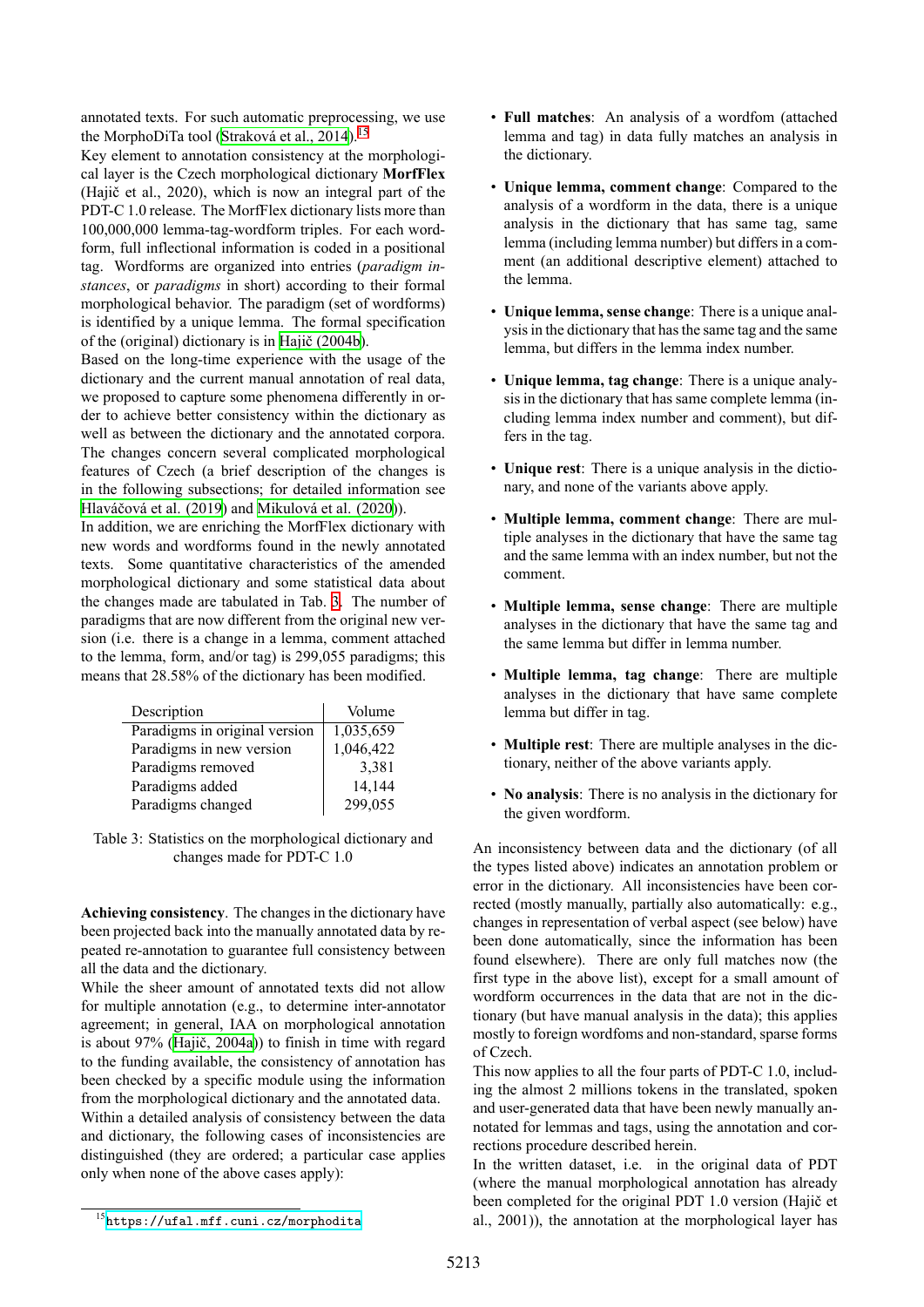annotated texts. For such automatic preprocessing, we use the MorphoDiTa tool (Straková et al., 2014).[15]

Key element to annotation consistency at the morphological layer is the Czech morphological dictionary **MorfFlex** (Hajič et al., 2020), which is now an integral part of the PDT-C 1.0 release. The MorfFlex dictionary lists more than 100,000,000 lemma-tag-wordform triples. For each wordform, full inflectional information is coded in a positional tag. Wordforms are organized into entries (*paradigm instances*, or *paradigms* in short) according to their formal morphological behavior. The paradigm (set of wordforms) is identified by a unique lemma. The formal specification of the (original) dictionary is in Hajič (2004b).

Based on the long-time experience with the usage of the dictionary and the current manual annotation of real data, we proposed to capture some phenomena differently in order to achieve better consistency within the dictionary as well as between the dictionary and the annotated corpora. The changes concern several complicated morphological features of Czech (a brief description of the changes is in the following subsections; for detailed information see Hlaváčová et al. (2019) and Mikulová et al. (2020)).

In addition, we are enriching the MorfFlex dictionary with new words and wordforms found in the newly annotated texts. Some quantitative characteristics of the amended morphological dictionary and some statistical data about the changes made are tabulated in Tab. 3. The number of paradigms that are now different from the original new version (i.e. there is a change in a lemma, comment attached to the lemma, form, and/or tag) is 299,055 paradigms; this means that 28.58% of the dictionary has been modified.

| Description | Volume |
|---|---|
| Paradigms in original version | 1,035,659 |
| Paradigms in new version | 1,046,422 |
| Paradigms removed | 3,381 |
| Paradigms added | 14,144 |
| Paradigms changed | 299,055 |

Table 3: Statistics on the morphological dictionary and changes made for PDT-C 1.0

**Achieving consistency**. The changes in the dictionary have been projected back into the manually annotated data by repeated re-annotation to guarantee full consistency between all the data and the dictionary.

While the sheer amount of annotated texts did not allow for multiple annotation (e.g., to determine inter-annotator agreement; in general, IAA on morphological annotation is about 97% (Hajič, 2004a)) to finish in time with regard to the funding available, the consistency of annotation has been checked by a specific module using the information from the morphological dictionary and the annotated data.

Within a detailed analysis of consistency between the data and dictionary, the following cases of inconsistencies are distinguished (they are ordered; a particular case applies only when none of the above cases apply):

- **Full matches**: An analysis of a wordfom (attached lemma and tag) in data fully matches an analysis in the dictionary.
- **Unique lemma, comment change**: Compared to the analysis of a wordform in the data, there is a unique analysis in the dictionary that has same tag, same lemma (including lemma number) but differs in a comment (an additional descriptive element) attached to the lemma.
- **Unique lemma, sense change**: There is a unique analysis in the dictionary that has the same tag and the same lemma, but differs in the lemma index number.
- **Unique lemma, tag change**: There is a unique analysis in the dictionary that has same complete lemma (including lemma index number and comment), but differs in the tag.
- **Unique rest**: There is a unique analysis in the dictionary, and none of the variants above apply.
- **Multiple lemma, comment change**: There are multiple analyses in the dictionary that have the same tag and the same lemma with an index number, but not the comment.
- **Multiple lemma, sense change**: There are multiple analyses in the dictionary that have the same tag and the same lemma but differ in lemma number.
- **Multiple lemma, tag change**: There are multiple analyses in the dictionary that have same complete lemma but differ in tag.
- **Multiple rest**: There are multiple analyses in the dictionary, neither of the above variants apply.
- **No analysis**: There is no analysis in the dictionary for the given wordform.

An inconsistency between data and the dictionary (of all the types listed above) indicates an annotation problem or error in the dictionary. All inconsistencies have been corrected (mostly manually, partially also automatically: e.g., changes in representation of verbal aspect (see below) have been done automatically, since the information has been found elsewhere). There are only full matches now (the first type in the above list), except for a small amount of wordform occurrences in the data that are not in the dictionary (but have manual analysis in the data); this applies mostly to foreign wordfoms and non-standard, sparse forms of Czech.

This now applies to all the four parts of PDT-C 1.0, including the almost 2 millions tokens in the translated, spoken and user-generated data that have been newly manually annotated for lemmas and tags, using the annotation and corrections procedure described herein.

In the written dataset, i.e. in the original data of PDT (where the manual morphological annotation has already been completed for the original PDT 1.0 version (Hajič et al., 2001)), the annotation at the morphological layer has

[15] https://ufal.mff.cuni.cz/morphodita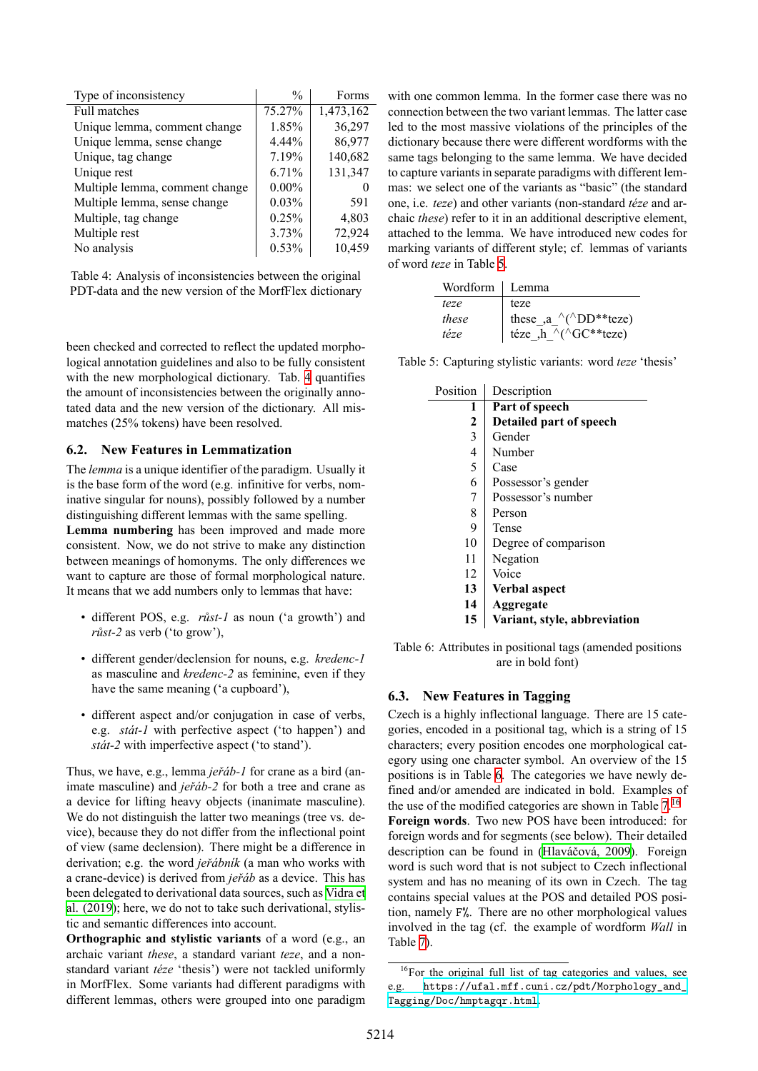| Type of inconsistency | % | Forms |
|---|---|---|
| Full matches | 75.27% | 1,473,162 |
| Unique lemma, comment change | 1.85% | 36,297 |
| Unique lemma, sense change | 4.44% | 86,977 |
| Unique, tag change | 7.19% | 140,682 |
| Unique rest | 6.71% | 131,347 |
| Multiple lemma, comment change | 0.00% | 0 |
| Multiple lemma, sense change | 0.03% | 591 |
| Multiple, tag change | 0.25% | 4,803 |
| Multiple rest | 3.73% | 72,924 |
| No analysis | 0.53% | 10,459 |

Table 4: Analysis of inconsistencies between the original PDT-data and the new version of the MorfFlex dictionary

been checked and corrected to reflect the updated morphological annotation guidelines and also to be fully consistent with the new morphological dictionary. Tab. 4 quantifies the amount of inconsistencies between the originally annotated data and the new version of the dictionary. All mismatches (25% tokens) have been resolved.

## 6.2. New Features in Lemmatization

The *lemma* is a unique identifier of the paradigm. Usually it is the base form of the word (e.g. infinitive for verbs, nominative singular for nouns), possibly followed by a number distinguishing different lemmas with the same spelling.

**Lemma numbering** has been improved and made more consistent. Now, we do not strive to make any distinction between meanings of homonyms. The only differences we want to capture are those of formal morphological nature. It means that we add numbers only to lemmas that have:

- different POS, e.g. *růst-1* as noun ('a growth') and *růst-2* as verb ('to grow'),
- different gender/declension for nouns, e.g. *kredenc-1* as masculine and *kredenc-2* as feminine, even if they have the same meaning ('a cupboard'),
- different aspect and/or conjugation in case of verbs, e.g. *stát-1* with perfective aspect ('to happen') and *stát-2* with imperfective aspect ('to stand').

Thus, we have, e.g., lemma *jeřáb-1* for crane as a bird (animate masculine) and *jeřáb-2* for both a tree and crane as a device for lifting heavy objects (inanimate masculine). We do not distinguish the latter two meanings (tree vs. device), because they do not differ from the inflectional point of view (same declension). There might be a difference in derivation; e.g. the word *jeřábník* (a man who works with a crane-device) is derived from *jeřáb* as a device. This has been delegated to derivational data sources, such as Vidra et al. (2019); here, we do not to take such derivational, stylistic and semantic differences into account.

**Orthographic and stylistic variants** of a word (e.g., an archaic variant *these*, a standard variant *teze*, and a non-standard variant *téze* 'thesis') were not tackled uniformly in MorfFlex. Some variants had different paradigms with different lemmas, others were grouped into one paradigm with one common lemma. In the former case there was no connection between the two variant lemmas. The latter case led to the most massive violations of the principles of the dictionary because there were different wordforms with the same tags belonging to the same lemma. We have decided to capture variants in separate paradigms with different lemmas: we select one of the variants as "basic" (the standard one, i.e. *teze*) and other variants (non-standard *téze* and archaic *these*) refer to it in an additional descriptive element, attached to the lemma. We have introduced new codes for marking variants of different style; cf. lemmas of variants of word *teze* in Table 5.

| Wordform | Lemma |
|---|---|
| *teze* | teze |
| *these* | these_,a_^(^DD**teze) |
| *téze* | téze_,h_^(^GC**teze) |

Table 5: Capturing stylistic variants: word *teze* 'thesis'

| Position | Description |
|---|---|
| **1** | **Part of speech** |
| **2** | **Detailed part of speech** |
| 3 | Gender |
| 4 | Number |
| 5 | Case |
| 6 | Possessor's gender |
| 7 | Possessor's number |
| 8 | Person |
| 9 | Tense |
| 10 | Degree of comparison |
| 11 | Negation |
| 12 | Voice |
| **13** | **Verbal aspect** |
| **14** | **Aggregate** |
| **15** | **Variant, style, abbreviation** |

Table 6: Attributes in positional tags (amended positions are in bold font)

## 6.3. New Features in Tagging

Czech is a highly inflectional language. There are 15 categories, encoded in a positional tag, which is a string of 15 characters; every position encodes one morphological category using one character symbol. An overview of the 15 positions is in Table 6. The categories we have newly defined and/or amended are indicated in bold. Examples of the use of the modified categories are shown in Table 7.[16]

**Foreign words**. Two new POS have been introduced: for foreign words and for segments (see below). Their detailed description can be found in (Hlaváčová, 2009). Foreign word is such word that is not subject to Czech inflectional system and has no meaning of its own in Czech. The tag contains special values at the POS and detailed POS position, namely F%. There are no other morphological values involved in the tag (cf. the example of wordform *Wall* in Table 7).

[16] For the original full list of tag categories and values, see e.g. https://ufal.mff.cuni.cz/pdt/Morphology_and_Tagging/Doc/hmptagqr.html.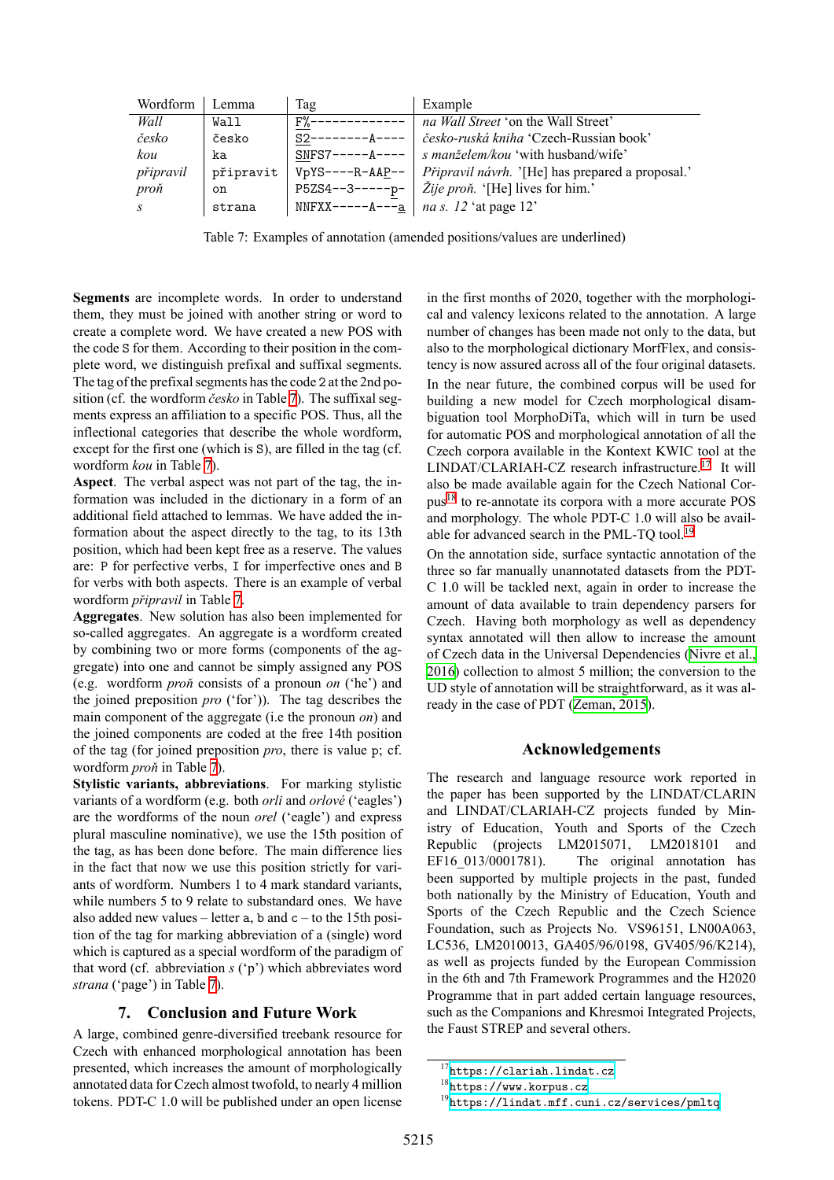| Wordform | Lemma | Tag | Example |
|---|---|---|---|
| *Wall* | `Wall` | `F%-------------` | *na Wall Street* 'on the Wall Street' |
| *česko* | `česko` | `S2--------A----` | *česko-ruská kniha* 'Czech-Russian book' |
| *kou* | `ka` | `SNFS7-----A----` | *s manželem/kou* 'with husband/wife' |
| *připravil* | `připravit` | `VpYS----R-AAP--` | *Připravil návrh.* '[He] has prepared a proposal.' |
| *proň* | `on` | `P5ZS4--3------p-` | *Žije proň.* '[He] lives for him.' |
| *s* | `strana` | `NNFXX-----A---a` | *na s. 12* 'at page 12' |

Table 7: Examples of annotation (amended positions/values are underlined)

**Segments** are incomplete words. In order to understand them, they must be joined with another string or word to create a complete word. We have created a new POS with the code `S` for them. According to their position in the complete word, we distinguish prefixal and suffixal segments. The tag of the prefixal segments has the code `2` at the 2nd position (cf. the wordform *česko* in Table 7). The suffixal segments express an affiliation to a specific POS. Thus, all the inflectional categories that describe the whole wordform, except for the first one (which is `S`), are filled in the tag (cf. wordform *kou* in Table 7).

**Aspect**. The verbal aspect was not part of the tag, the information was included in the dictionary in a form of an additional field attached to lemmas. We have added the information about the aspect directly to the tag, to its 13th position, which had been kept free as a reserve. The values are: `P` for perfective verbs, `I` for imperfective ones and `B` for verbs with both aspects. There is an example of verbal wordform *připravil* in Table 7.

**Aggregates**. New solution has also been implemented for so-called aggregates. An aggregate is a wordform created by combining two or more forms (components of the aggregate) into one and cannot be simply assigned any POS (e.g. wordform *proň* consists of a pronoun *on* ('he') and the joined preposition *pro* ('for')). The tag describes the main component of the aggregate (i.e the pronoun *on*) and the joined components are coded at the free 14th position of the tag (for joined preposition *pro*, there is value `p`; cf. wordform *proň* in Table 7).

**Stylistic variants, abbreviations**. For marking stylistic variants of a wordform (e.g. both *orli* and *orlové* ('eagles') are the wordforms of the noun *orel* ('eagle') and express plural masculine nominative), we use the 15th position of the tag, as has been done before. The main difference lies in the fact that now we use this position strictly for variants of wordform. Numbers 1 to 4 mark standard variants, while numbers 5 to 9 relate to substandard ones. We have also added new values – letter `a`, `b` and `c` – to the 15th position of the tag for marking abbreviation of a (single) word which is captured as a special wordform of the paradigm of that word (cf. abbreviation *s* ('p') which abbreviates word *strana* ('page') in Table 7).

## 7. Conclusion and Future Work

A large, combined genre-diversified treebank resource for Czech with enhanced morphological annotation has been presented, which increases the amount of morphologically annotated data for Czech almost twofold, to nearly 4 million tokens. PDT-C 1.0 will be published under an open license in the first months of 2020, together with the morphological and valency lexicons related to the annotation. A large number of changes has been made not only to the data, but also to the morphological dictionary MorfFlex, and consistency is now assured across all of the four original datasets.

In the near future, the combined corpus will be used for building a new model for Czech morphological disambiguation tool MorphoDiTa, which will in turn be used for automatic POS and morphological annotation of all the Czech corpora available in the Kontext KWIC tool at the LINDAT/CLARIAH-CZ research infrastructure.[17] It will also be made available again for the Czech National Corpus[18] to re-annotate its corpora with a more accurate POS and morphology. The whole PDT-C 1.0 will also be available for advanced search in the PML-TQ tool.[19]

On the annotation side, surface syntactic annotation of the three so far manually unannotated datasets from the PDT-C 1.0 will be tackled next, again in order to increase the amount of data available to train dependency parsers for Czech. Having both morphology as well as dependency syntax annotated will then allow to increase the amount of Czech data in the Universal Dependencies (Nivre et al., 2016) collection to almost 5 million; the conversion to the UD style of annotation will be straightforward, as it was already in the case of PDT (Zeman, 2015).

## Acknowledgements

The research and language resource work reported in the paper has been supported by the LINDAT/CLARIN and LINDAT/CLARIAH-CZ projects funded by Ministry of Education, Youth and Sports of the Czech Republic (projects LM2015071, LM2018101 and EF16_013/0001781). The original annotation has been supported by multiple projects in the past, funded both nationally by the Ministry of Education, Youth and Sports of the Czech Republic and the Czech Science Foundation, such as Projects No. VS96151, LN00A063, LC536, LM2010013, GA405/96/0198, GV405/96/K214), as well as projects funded by the European Commission in the 6th and 7th Framework Programmes and the H2020 Programme that in part added certain language resources, such as the Companions and Khresmoi Integrated Projects, the Faust STREP and several others.

[17] https://clariah.lindat.cz

[18] https://www.korpus.cz

[19] https://lindat.mff.cuni.cz/services/pmltq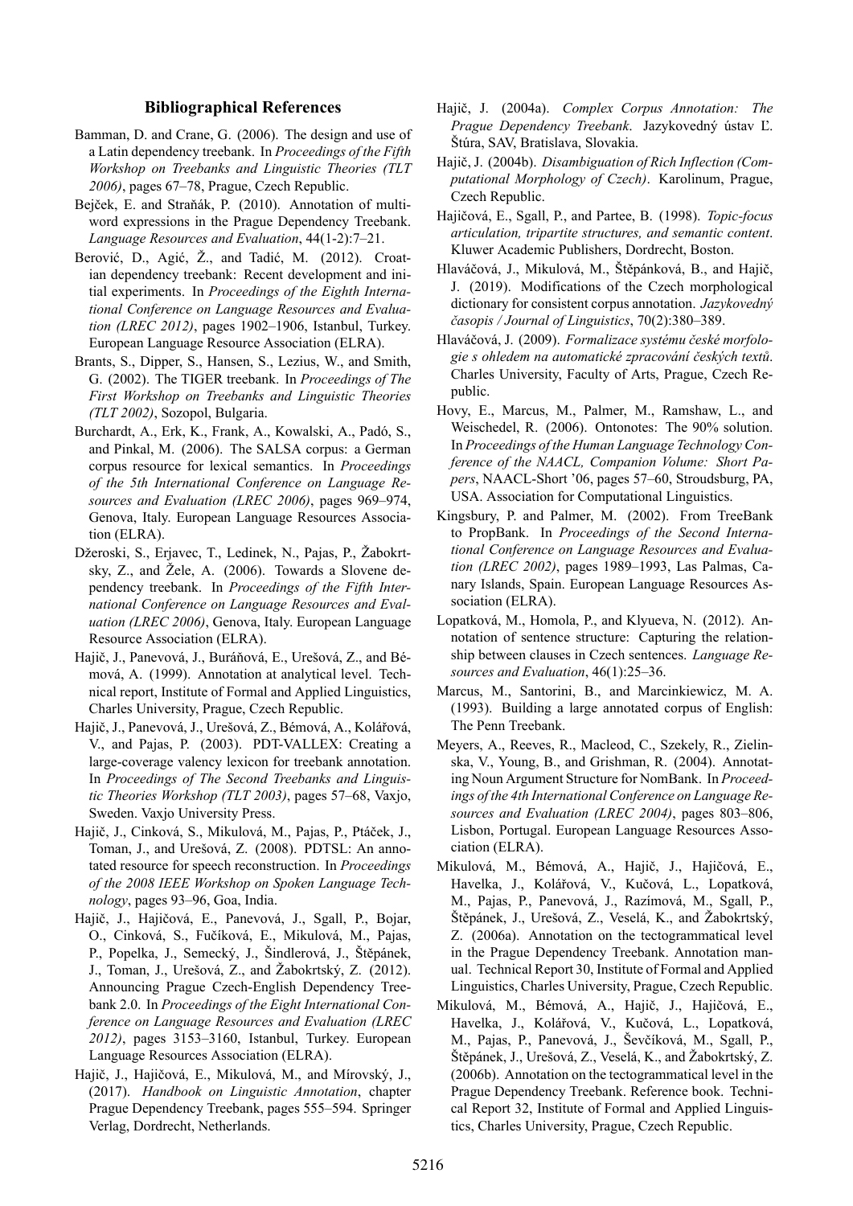## Bibliographical References

Bamman, D. and Crane, G. (2006). The design and use of a Latin dependency treebank. In *Proceedings of the Fifth Workshop on Treebanks and Linguistic Theories (TLT 2006)*, pages 67–78, Prague, Czech Republic.

Bejček, E. and Straňák, P. (2010). Annotation of multiword expressions in the Prague Dependency Treebank. *Language Resources and Evaluation*, 44(1-2):7–21.

Berović, D., Agić, Ž., and Tadić, M. (2012). Croatian dependency treebank: Recent development and initial experiments. In *Proceedings of the Eighth International Conference on Language Resources and Evaluation (LREC 2012)*, pages 1902–1906, Istanbul, Turkey. European Language Resource Association (ELRA).

Brants, S., Dipper, S., Hansen, S., Lezius, W., and Smith, G. (2002). The TIGER treebank. In *Proceedings of The First Workshop on Treebanks and Linguistic Theories (TLT 2002)*, Sozopol, Bulgaria.

Burchardt, A., Erk, K., Frank, A., Kowalski, A., Padó, S., and Pinkal, M. (2006). The SALSA corpus: a German corpus resource for lexical semantics. In *Proceedings of the 5th International Conference on Language Resources and Evaluation (LREC 2006)*, pages 969–974, Genova, Italy. European Language Resources Association (ELRA).

Džeroski, S., Erjavec, T., Ledinek, N., Pajas, P., Žabokrtsky, Z., and Žele, A. (2006). Towards a Slovene dependency treebank. In *Proceedings of the Fifth International Conference on Language Resources and Evaluation (LREC 2006)*, Genova, Italy. European Language Resource Association (ELRA).

Hajič, J., Panevová, J., Buráňová, E., Urešová, Z., and Bémová, A. (1999). Annotation at analytical level. Technical report, Institute of Formal and Applied Linguistics, Charles University, Prague, Czech Republic.

Hajič, J., Panevová, J., Urešová, Z., Bémová, A., Kolářová, V., and Pajas, P. (2003). PDT-VALLEX: Creating a large-coverage valency lexicon for treebank annotation. In *Proceedings of The Second Treebanks and Linguistic Theories Workshop (TLT 2003)*, pages 57–68, Vaxjo, Sweden. Vaxjo University Press.

Hajič, J., Cinková, S., Mikulová, M., Pajas, P., Ptáček, J., Toman, J., and Urešová, Z. (2008). PDTSL: An annotated resource for speech reconstruction. In *Proceedings of the 2008 IEEE Workshop on Spoken Language Technology*, pages 93–96, Goa, India.

Hajič, J., Hajičová, E., Panevová, J., Sgall, P., Bojar, O., Cinková, S., Fučíková, E., Mikulová, M., Pajas, P., Popelka, J., Semecký, J., Šindlerová, J., Štěpánek, J., Toman, J., Urešová, Z., and Žabokrtský, Z. (2012). Announcing Prague Czech-English Dependency Treebank 2.0. In *Proceedings of the Eight International Conference on Language Resources and Evaluation (LREC 2012)*, pages 3153–3160, Istanbul, Turkey. European Language Resources Association (ELRA).

Hajič, J., Hajičová, E., Mikulová, M., and Mírovský, J., (2017). *Handbook on Linguistic Annotation*, chapter Prague Dependency Treebank, pages 555–594. Springer Verlag, Dordrecht, Netherlands.

Hajič, J. (2004a). *Complex Corpus Annotation: The Prague Dependency Treebank*. Jazykovedný ústav Ľ. Štúra, SAV, Bratislava, Slovakia.

Hajič, J. (2004b). *Disambiguation of Rich Inflection (Computational Morphology of Czech)*. Karolinum, Prague, Czech Republic.

Hajičová, E., Sgall, P., and Partee, B. (1998). *Topic-focus articulation, tripartite structures, and semantic content*. Kluwer Academic Publishers, Dordrecht, Boston.

Hlaváčová, J., Mikulová, M., Štěpánková, B., and Hajič, J. (2019). Modifications of the Czech morphological dictionary for consistent corpus annotation. *Jazykovedný časopis / Journal of Linguistics*, 70(2):380–389.

Hlaváčová, J. (2009). *Formalizace systému české morfologie s ohledem na automatické zpracování českých textů*. Charles University, Faculty of Arts, Prague, Czech Republic.

Hovy, E., Marcus, M., Palmer, M., Ramshaw, L., and Weischedel, R. (2006). Ontonotes: The 90% solution. In *Proceedings of the Human Language Technology Conference of the NAACL, Companion Volume: Short Papers*, NAACL-Short '06, pages 57–60, Stroudsburg, PA, USA. Association for Computational Linguistics.

Kingsbury, P. and Palmer, M. (2002). From TreeBank to PropBank. In *Proceedings of the Second International Conference on Language Resources and Evaluation (LREC 2002)*, pages 1989–1993, Las Palmas, Canary Islands, Spain. European Language Resources Association (ELRA).

Lopatková, M., Homola, P., and Klyueva, N. (2012). Annotation of sentence structure: Capturing the relationship between clauses in Czech sentences. *Language Resources and Evaluation*, 46(1):25–36.

Marcus, M., Santorini, B., and Marcinkiewicz, M. A. (1993). Building a large annotated corpus of English: The Penn Treebank.

Meyers, A., Reeves, R., Macleod, C., Szekely, R., Zielinska, V., Young, B., and Grishman, R. (2004). Annotating Noun Argument Structure for NomBank. In *Proceedings of the 4th International Conference on Language Resources and Evaluation (LREC 2004)*, pages 803–806, Lisbon, Portugal. European Language Resources Association (ELRA).

Mikulová, M., Bémová, A., Hajič, J., Hajičová, E., Havelka, J., Kolářová, V., Kučová, L., Lopatková, M., Pajas, P., Panevová, J., Razímová, M., Sgall, P., Štěpánek, J., Urešová, Z., Veselá, K., and Žabokrtský, Z. (2006a). Annotation on the tectogrammatical level in the Prague Dependency Treebank. Annotation manual. Technical Report 30, Institute of Formal and Applied Linguistics, Charles University, Prague, Czech Republic.

Mikulová, M., Bémová, A., Hajič, J., Hajičová, E., Havelka, J., Kolářová, V., Kučová, L., Lopatková, M., Pajas, P., Panevová, J., Ševčíková, M., Sgall, P., Štěpánek, J., Urešová, Z., Veselá, K., and Žabokrtský, Z. (2006b). Annotation on the tectogrammatical level in the Prague Dependency Treebank. Reference book. Technical Report 32, Institute of Formal and Applied Linguistics, Charles University, Prague, Czech Republic.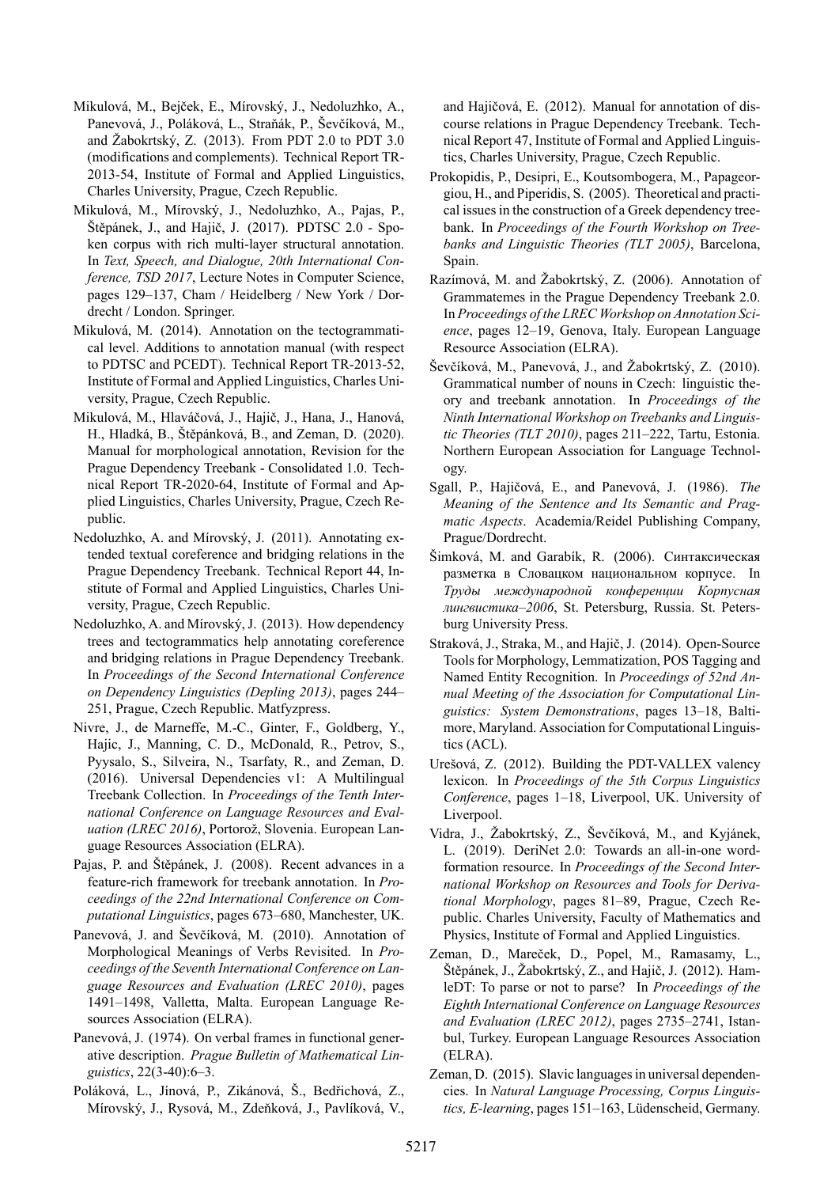Mikulová, M., Bejček, E., Mírovský, J., Nedoluzhko, A., Panevová, J., Poláková, L., Straňák, P., Ševčíková, M., and Žabokrtský, Z. (2013). From PDT 2.0 to PDT 3.0 (modifications and complements). Technical Report TR-2013-54, Institute of Formal and Applied Linguistics, Charles University, Prague, Czech Republic.

Mikulová, M., Mírovský, J., Nedoluzhko, A., Pajas, P., Štěpánek, J., and Hajič, J. (2017). PDTSC 2.0 - Spoken corpus with rich multi-layer structural annotation. In *Text, Speech, and Dialogue, 20th International Conference, TSD 2017*, Lecture Notes in Computer Science, pages 129–137, Cham / Heidelberg / New York / Dordrecht / London. Springer.

Mikulová, M. (2014). Annotation on the tectogrammatical level. Additions to annotation manual (with respect to PDTSC and PCEDT). Technical Report TR-2013-52, Institute of Formal and Applied Linguistics, Charles University, Prague, Czech Republic.

Mikulová, M., Hlaváčová, J., Hajič, J., Hana, J., Hanová, H., Hladká, B., Štěpánková, B., and Zeman, D. (2020). Manual for morphological annotation, Revision for the Prague Dependency Treebank - Consolidated 1.0. Technical Report TR-2020-64, Institute of Formal and Applied Linguistics, Charles University, Prague, Czech Republic.

Nedoluzhko, A. and Mírovský, J. (2011). Annotating extended textual coreference and bridging relations in the Prague Dependency Treebank. Technical Report 44, Institute of Formal and Applied Linguistics, Charles University, Prague, Czech Republic.

Nedoluzhko, A. and Mírovský, J. (2013). How dependency trees and tectogrammatics help annotating coreference and bridging relations in Prague Dependency Treebank. In *Proceedings of the Second International Conference on Dependency Linguistics (Depling 2013)*, pages 244–251, Prague, Czech Republic. Matfyzpress.

Nivre, J., de Marneffe, M.-C., Ginter, F., Goldberg, Y., Hajic, J., Manning, C. D., McDonald, R., Petrov, S., Pyysalo, S., Silveira, N., Tsarfaty, R., and Zeman, D. (2016). Universal Dependencies v1: A Multilingual Treebank Collection. In *Proceedings of the Tenth International Conference on Language Resources and Evaluation (LREC 2016)*, Portorož, Slovenia. European Language Resources Association (ELRA).

Pajas, P. and Štěpánek, J. (2008). Recent advances in a feature-rich framework for treebank annotation. In *Proceedings of the 22nd International Conference on Computational Linguistics*, pages 673–680, Manchester, UK.

Panevová, J. and Ševčíková, M. (2010). Annotation of Morphological Meanings of Verbs Revisited. In *Proceedings of the Seventh International Conference on Language Resources and Evaluation (LREC 2010)*, pages 1491–1498, Valletta, Malta. European Language Resources Association (ELRA).

Panevová, J. (1974). On verbal frames in functional generative description. *Prague Bulletin of Mathematical Linguistics*, 22(3-40):6–3.

Poláková, L., Jínová, P., Zikánová, Š., Bedřichová, Z., Mírovský, J., Rysová, M., Zdeňková, J., Pavlíková, V., and Hajičová, E. (2012). Manual for annotation of discourse relations in Prague Dependency Treebank. Technical Report 47, Institute of Formal and Applied Linguistics, Charles University, Prague, Czech Republic.

Prokopidis, P., Desipri, E., Koutsombogera, M., Papageorgiou, H., and Piperidis, S. (2005). Theoretical and practical issues in the construction of a Greek dependency treebank. In *Proceedings of the Fourth Workshop on Treebanks and Linguistic Theories (TLT 2005)*, Barcelona, Spain.

Razímová, M. and Žabokrtský, Z. (2006). Annotation of Grammatemes in the Prague Dependency Treebank 2.0. In *Proceedings of the LREC Workshop on Annotation Science*, pages 12–19, Genova, Italy. European Language Resource Association (ELRA).

Ševčíková, M., Panevová, J., and Žabokrtský, Z. (2010). Grammatical number of nouns in Czech: linguistic theory and treebank annotation. In *Proceedings of the Ninth International Workshop on Treebanks and Linguistic Theories (TLT 2010)*, pages 211–222, Tartu, Estonia. Northern European Association for Language Technology.

Sgall, P., Hajičová, E., and Panevová, J. (1986). *The Meaning of the Sentence and Its Semantic and Pragmatic Aspects*. Academia/Reidel Publishing Company, Prague/Dordrecht.

Šimková, M. and Garabík, R. (2006). Синтаксическая разметка в Словацком национальном корпусе. In *Труды международной конференции Корпусная лингвистика–2006*, St. Petersburg, Russia. St. Petersburg University Press.

Straková, J., Straka, M., and Hajič, J. (2014). Open-Source Tools for Morphology, Lemmatization, POS Tagging and Named Entity Recognition. In *Proceedings of 52nd Annual Meeting of the Association for Computational Linguistics: System Demonstrations*, pages 13–18, Baltimore, Maryland. Association for Computational Linguistics (ACL).

Urešová, Z. (2012). Building the PDT-VALLEX valency lexicon. In *Proceedings of the 5th Corpus Linguistics Conference*, pages 1–18, Liverpool, UK. University of Liverpool.

Vidra, J., Žabokrtský, Z., Ševčíková, M., and Kyjánek, L. (2019). DeriNet 2.0: Towards an all-in-one word-formation resource. In *Proceedings of the Second International Workshop on Resources and Tools for Derivational Morphology*, pages 81–89, Prague, Czech Republic. Charles University, Faculty of Mathematics and Physics, Institute of Formal and Applied Linguistics.

Zeman, D., Mareček, D., Popel, M., Ramasamy, L., Štěpánek, J., Žabokrtský, Z., and Hajič, J. (2012). HamleDT: To parse or not to parse? In *Proceedings of the Eighth International Conference on Language Resources and Evaluation (LREC 2012)*, pages 2735–2741, Istanbul, Turkey. European Language Resources Association (ELRA).

Zeman, D. (2015). Slavic languages in universal dependencies. In *Natural Language Processing, Corpus Linguistics, E-learning*, pages 151–163, Lüdenscheid, Germany.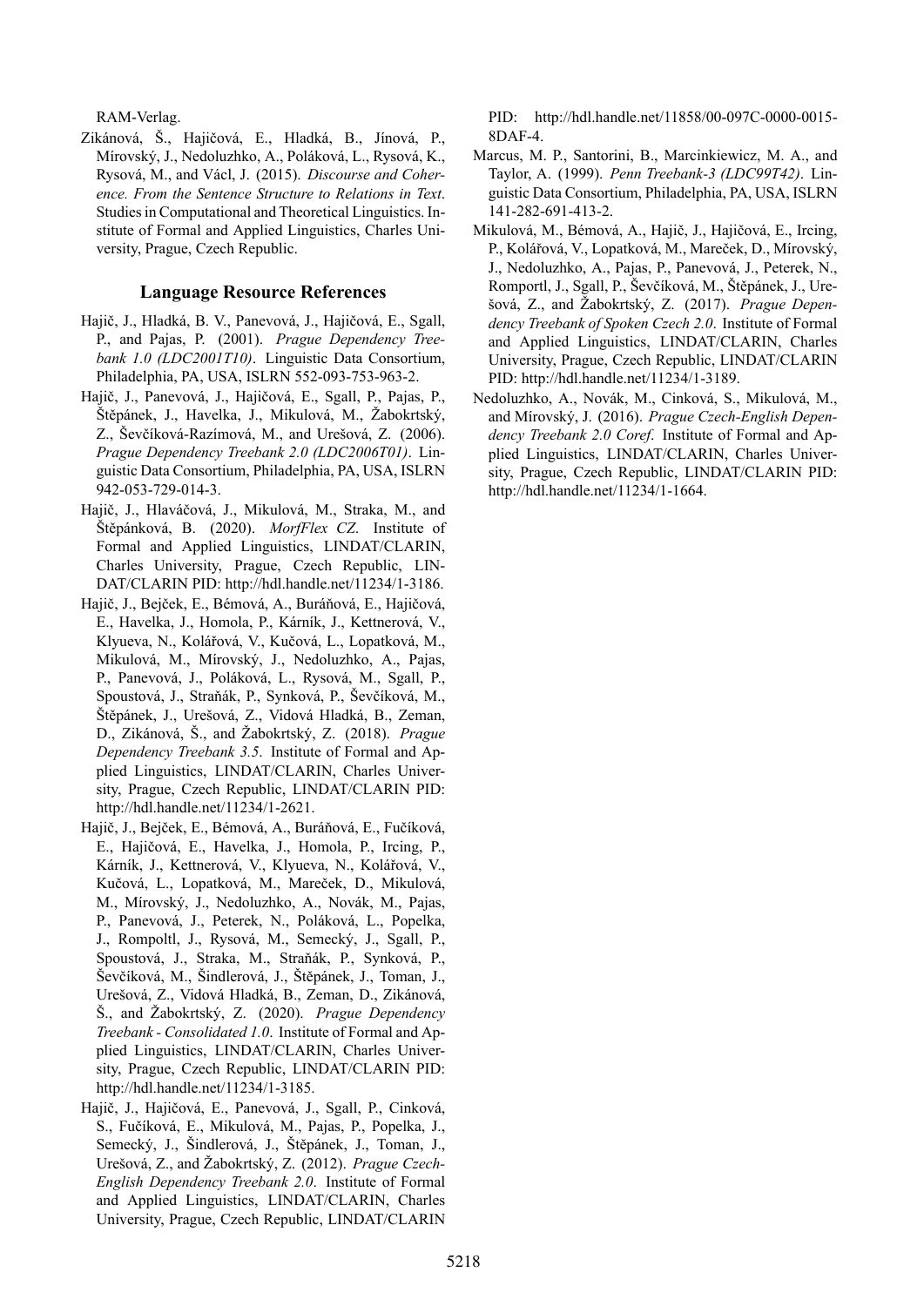RAM-Verlag.

Zikánová, Š., Hajičová, E., Hladká, B., Jínová, P., Mírovský, J., Nedoluzhko, A., Poláková, L., Rysová, K., Rysová, M., and Václ, J. (2015). *Discourse and Coherence. From the Sentence Structure to Relations in Text*. Studies in Computational and Theoretical Linguistics. Institute of Formal and Applied Linguistics, Charles University, Prague, Czech Republic.

## Language Resource References

Hajič, J., Hladká, B. V., Panevová, J., Hajičová, E., Sgall, P., and Pajas, P. (2001). *Prague Dependency Treebank 1.0 (LDC2001T10)*. Linguistic Data Consortium, Philadelphia, PA, USA, ISLRN 552-093-753-963-2.

Hajič, J., Panevová, J., Hajičová, E., Sgall, P., Pajas, P., Štěpánek, J., Havelka, J., Mikulová, M., Žabokrtský, Z., Ševčíková-Razímová, M., and Urešová, Z. (2006). *Prague Dependency Treebank 2.0 (LDC2006T01)*. Linguistic Data Consortium, Philadelphia, PA, USA, ISLRN 942-053-729-014-3.

Hajič, J., Hlaváčová, J., Mikulová, M., Straka, M., and Štěpánková, B. (2020). *MorfFlex CZ*. Institute of Formal and Applied Linguistics, LINDAT/CLARIN, Charles University, Prague, Czech Republic, LINDAT/CLARIN PID: http://hdl.handle.net/11234/1-3186.

Hajič, J., Bejček, E., Bémová, A., Buráňová, E., Hajičová, E., Havelka, J., Homola, P., Kárník, J., Kettnerová, V., Klyueva, N., Kolářová, V., Kučová, L., Lopatková, M., Mikulová, M., Mírovský, J., Nedoluzhko, A., Pajas, P., Panevová, J., Poláková, L., Rysová, M., Sgall, P., Spoustová, J., Straňák, P., Synková, P., Ševčíková, M., Štěpánek, J., Urešová, Z., Vidová Hladká, B., Zeman, D., Zikánová, Š., and Žabokrtský, Z. (2018). *Prague Dependency Treebank 3.5*. Institute of Formal and Applied Linguistics, LINDAT/CLARIN, Charles University, Prague, Czech Republic, LINDAT/CLARIN PID: http://hdl.handle.net/11234/1-2621.

Hajič, J., Bejček, E., Bémová, A., Buráňová, E., Fučíková, E., Hajičová, E., Havelka, J., Homola, P., Ircing, P., Kárník, J., Kettnerová, V., Klyueva, N., Kolářová, V., Kučová, L., Lopatková, M., Mareček, D., Mikulová, M., Mírovský, J., Nedoluzhko, A., Novák, M., Pajas, P., Panevová, J., Peterek, N., Poláková, L., Popelka, J., Rompoltl, J., Rysová, M., Semecký, J., Sgall, P., Spoustová, J., Straka, M., Straňák, P., Synková, P., Ševčíková, M., Šindlerová, J., Štěpánek, J., Toman, J., Urešová, Z., Vidová Hladká, B., Zeman, D., Zikánová, Š., and Žabokrtský, Z. (2020). *Prague Dependency Treebank - Consolidated 1.0*. Institute of Formal and Applied Linguistics, LINDAT/CLARIN, Charles University, Prague, Czech Republic, LINDAT/CLARIN PID: http://hdl.handle.net/11234/1-3185.

Hajič, J., Hajičová, E., Panevová, J., Sgall, P., Cinková, S., Fučíková, E., Mikulová, M., Pajas, P., Popelka, J., Semecký, J., Šindlerová, J., Štěpánek, J., Toman, J., Urešová, Z., and Žabokrtský, Z. (2012). *Prague Czech-English Dependency Treebank 2.0*. Institute of Formal and Applied Linguistics, LINDAT/CLARIN, Charles University, Prague, Czech Republic, LINDAT/CLARIN PID: http://hdl.handle.net/11858/00-097C-0000-0015-8DAF-4.

Marcus, M. P., Santorini, B., Marcinkiewicz, M. A., and Taylor, A. (1999). *Penn Treebank-3 (LDC99T42)*. Linguistic Data Consortium, Philadelphia, PA, USA, ISLRN 141-282-691-413-2.

Mikulová, M., Bémová, A., Hajič, J., Hajičová, E., Ircing, P., Kolářová, V., Lopatková, M., Mareček, D., Mírovský, J., Nedoluzhko, A., Pajas, P., Panevová, J., Peterek, N., Romportl, J., Sgall, P., Ševčíková, M., Štěpánek, J., Urešová, Z., and Žabokrtský, Z. (2017). *Prague Dependency Treebank of Spoken Czech 2.0*. Institute of Formal and Applied Linguistics, LINDAT/CLARIN, Charles University, Prague, Czech Republic, LINDAT/CLARIN PID: http://hdl.handle.net/11234/1-3189.

Nedoluzhko, A., Novák, M., Cinková, S., Mikulová, M., and Mírovský, J. (2016). *Prague Czech-English Dependency Treebank 2.0 Coref*. Institute of Formal and Applied Linguistics, LINDAT/CLARIN, Charles University, Prague, Czech Republic, LINDAT/CLARIN PID: http://hdl.handle.net/11234/1-1664.